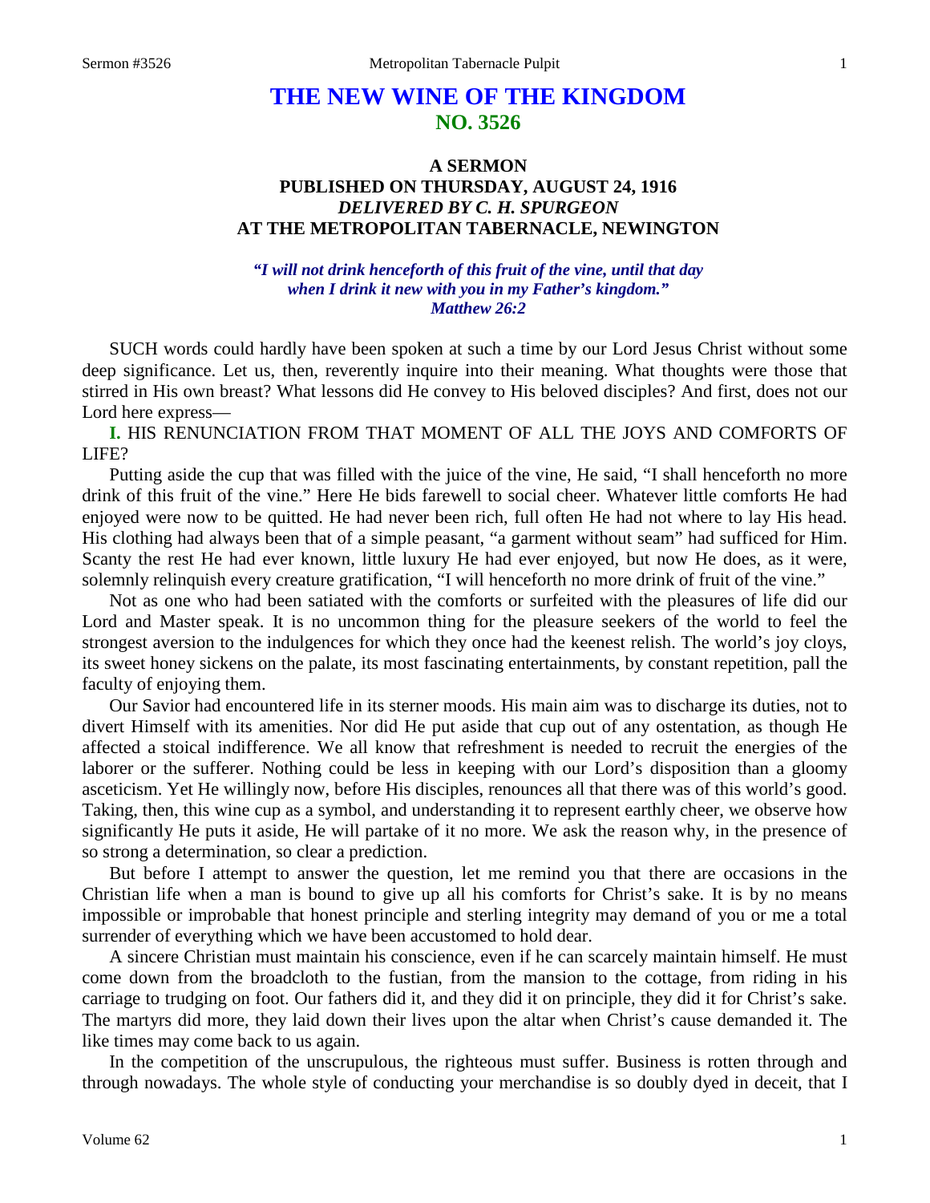# THE NEW WINE OF THE KINGDOM
## NO. 3526

### A SERMON
### PUBLISHED ON THURSDAY, AUGUST 24, 1916
### *DELIVERED BY C. H. SPURGEON*
### AT THE METROPOLITAN TABERNACLE, NEWINGTON

***"I will not drink henceforth of this fruit of the vine, until that day when I drink it new with you in my Father's kingdom." Matthew 26:2***

SUCH words could hardly have been spoken at such a time by our Lord Jesus Christ without some deep significance. Let us, then, reverently inquire into their meaning. What thoughts were those that stirred in His own breast? What lessons did He convey to His beloved disciples? And first, does not our Lord here express—

**I.** HIS RENUNCIATION FROM THAT MOMENT OF ALL THE JOYS AND COMFORTS OF LIFE?

Putting aside the cup that was filled with the juice of the vine, He said, "I shall henceforth no more drink of this fruit of the vine." Here He bids farewell to social cheer. Whatever little comforts He had enjoyed were now to be quitted. He had never been rich, full often He had not where to lay His head. His clothing had always been that of a simple peasant, "a garment without seam" had sufficed for Him. Scanty the rest He had ever known, little luxury He had ever enjoyed, but now He does, as it were, solemnly relinquish every creature gratification, "I will henceforth no more drink of fruit of the vine."

Not as one who had been satiated with the comforts or surfeited with the pleasures of life did our Lord and Master speak. It is no uncommon thing for the pleasure seekers of the world to feel the strongest aversion to the indulgences for which they once had the keenest relish. The world's joy cloys, its sweet honey sickens on the palate, its most fascinating entertainments, by constant repetition, pall the faculty of enjoying them.

Our Savior had encountered life in its sterner moods. His main aim was to discharge its duties, not to divert Himself with its amenities. Nor did He put aside that cup out of any ostentation, as though He affected a stoical indifference. We all know that refreshment is needed to recruit the energies of the laborer or the sufferer. Nothing could be less in keeping with our Lord's disposition than a gloomy asceticism. Yet He willingly now, before His disciples, renounces all that there was of this world's good. Taking, then, this wine cup as a symbol, and understanding it to represent earthly cheer, we observe how significantly He puts it aside, He will partake of it no more. We ask the reason why, in the presence of so strong a determination, so clear a prediction.

But before I attempt to answer the question, let me remind you that there are occasions in the Christian life when a man is bound to give up all his comforts for Christ's sake. It is by no means impossible or improbable that honest principle and sterling integrity may demand of you or me a total surrender of everything which we have been accustomed to hold dear.

A sincere Christian must maintain his conscience, even if he can scarcely maintain himself. He must come down from the broadcloth to the fustian, from the mansion to the cottage, from riding in his carriage to trudging on foot. Our fathers did it, and they did it on principle, they did it for Christ's sake. The martyrs did more, they laid down their lives upon the altar when Christ's cause demanded it. The like times may come back to us again.

In the competition of the unscrupulous, the righteous must suffer. Business is rotten through and through nowadays. The whole style of conducting your merchandise is so doubly dyed in deceit, that I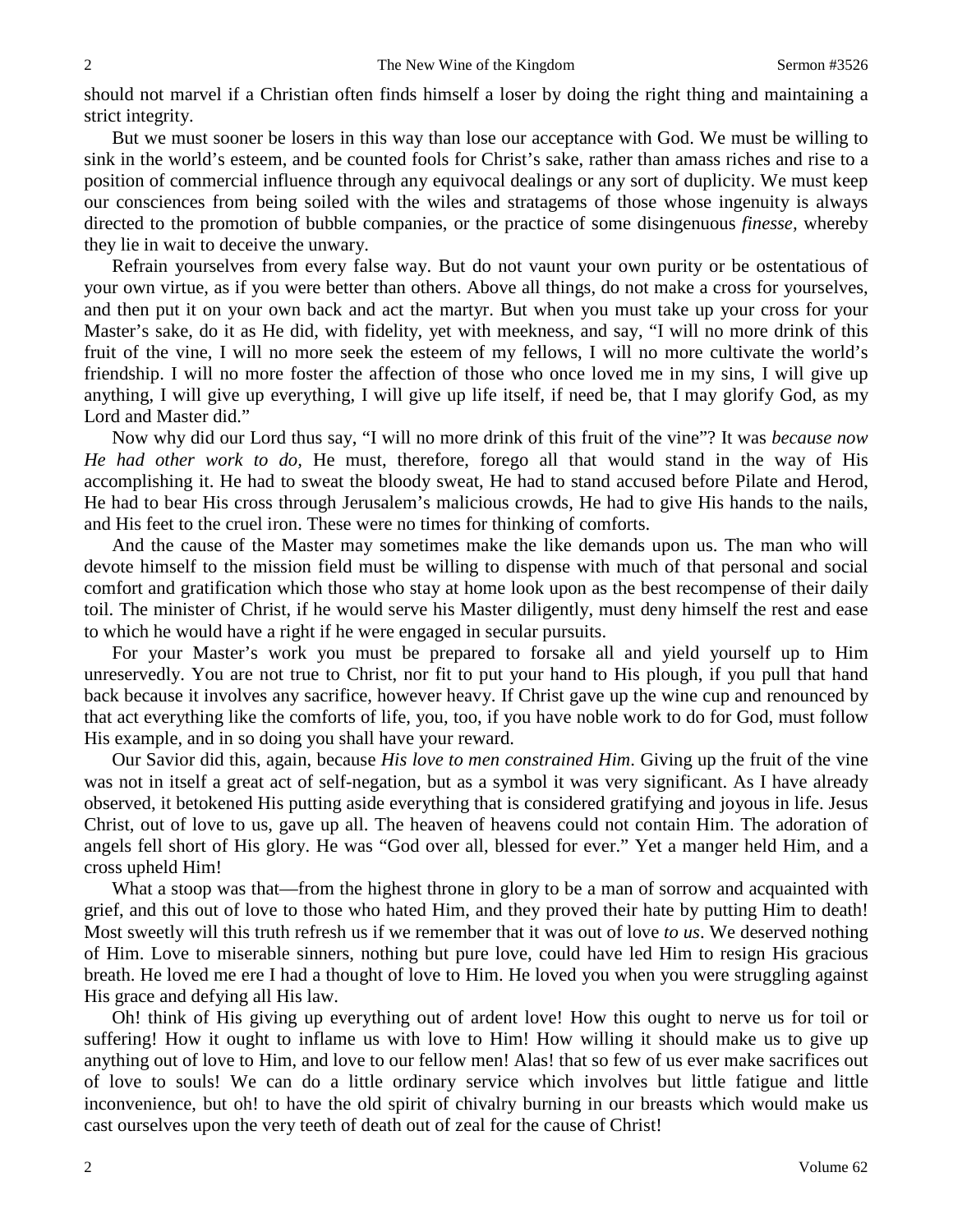should not marvel if a Christian often finds himself a loser by doing the right thing and maintaining a strict integrity.

But we must sooner be losers in this way than lose our acceptance with God. We must be willing to sink in the world's esteem, and be counted fools for Christ's sake, rather than amass riches and rise to a position of commercial influence through any equivocal dealings or any sort of duplicity. We must keep our consciences from being soiled with the wiles and stratagems of those whose ingenuity is always directed to the promotion of bubble companies, or the practice of some disingenuous *finesse,* whereby they lie in wait to deceive the unwary.

Refrain yourselves from every false way. But do not vaunt your own purity or be ostentatious of your own virtue, as if you were better than others. Above all things, do not make a cross for yourselves, and then put it on your own back and act the martyr. But when you must take up your cross for your Master's sake, do it as He did, with fidelity, yet with meekness, and say, "I will no more drink of this fruit of the vine, I will no more seek the esteem of my fellows, I will no more cultivate the world's friendship. I will no more foster the affection of those who once loved me in my sins, I will give up anything, I will give up everything, I will give up life itself, if need be, that I may glorify God, as my Lord and Master did."

Now why did our Lord thus say, "I will no more drink of this fruit of the vine"? It was *because now He had other work to do,* He must, therefore, forego all that would stand in the way of His accomplishing it. He had to sweat the bloody sweat, He had to stand accused before Pilate and Herod, He had to bear His cross through Jerusalem's malicious crowds, He had to give His hands to the nails, and His feet to the cruel iron. These were no times for thinking of comforts.

And the cause of the Master may sometimes make the like demands upon us. The man who will devote himself to the mission field must be willing to dispense with much of that personal and social comfort and gratification which those who stay at home look upon as the best recompense of their daily toil. The minister of Christ, if he would serve his Master diligently, must deny himself the rest and ease to which he would have a right if he were engaged in secular pursuits.

For your Master's work you must be prepared to forsake all and yield yourself up to Him unreservedly. You are not true to Christ, nor fit to put your hand to His plough, if you pull that hand back because it involves any sacrifice, however heavy. If Christ gave up the wine cup and renounced by that act everything like the comforts of life, you, too, if you have noble work to do for God, must follow His example, and in so doing you shall have your reward.

Our Savior did this, again, because *His love to men constrained Him*. Giving up the fruit of the vine was not in itself a great act of self-negation, but as a symbol it was very significant. As I have already observed, it betokened His putting aside everything that is considered gratifying and joyous in life. Jesus Christ, out of love to us, gave up all. The heaven of heavens could not contain Him. The adoration of angels fell short of His glory. He was "God over all, blessed for ever." Yet a manger held Him, and a cross upheld Him!

What a stoop was that—from the highest throne in glory to be a man of sorrow and acquainted with grief, and this out of love to those who hated Him, and they proved their hate by putting Him to death! Most sweetly will this truth refresh us if we remember that it was out of love *to us*. We deserved nothing of Him. Love to miserable sinners, nothing but pure love, could have led Him to resign His gracious breath. He loved me ere I had a thought of love to Him. He loved you when you were struggling against His grace and defying all His law.

Oh! think of His giving up everything out of ardent love! How this ought to nerve us for toil or suffering! How it ought to inflame us with love to Him! How willing it should make us to give up anything out of love to Him, and love to our fellow men! Alas! that so few of us ever make sacrifices out of love to souls! We can do a little ordinary service which involves but little fatigue and little inconvenience, but oh! to have the old spirit of chivalry burning in our breasts which would make us cast ourselves upon the very teeth of death out of zeal for the cause of Christ!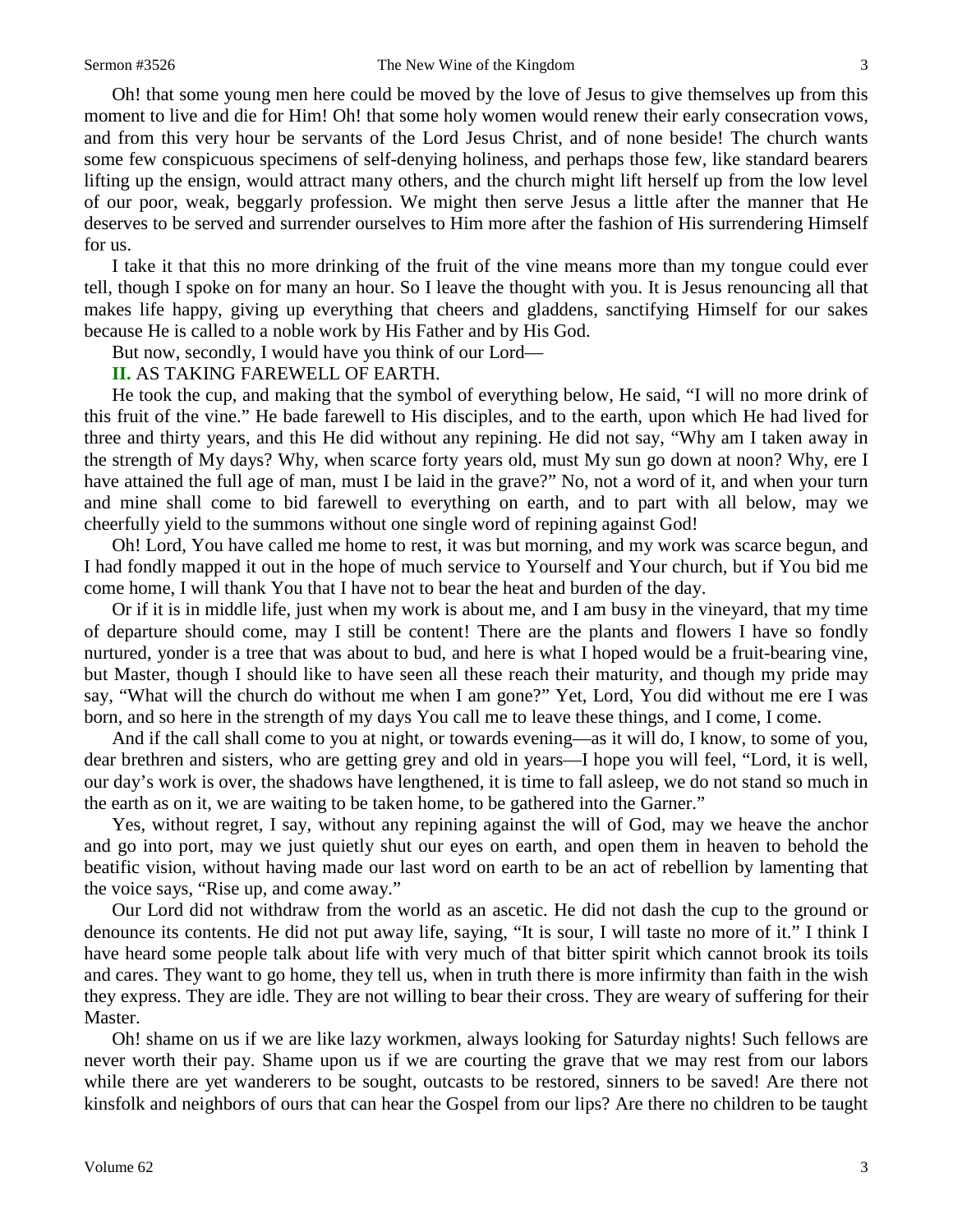Oh! that some young men here could be moved by the love of Jesus to give themselves up from this moment to live and die for Him! Oh! that some holy women would renew their early consecration vows, and from this very hour be servants of the Lord Jesus Christ, and of none beside! The church wants some few conspicuous specimens of self-denying holiness, and perhaps those few, like standard bearers lifting up the ensign, would attract many others, and the church might lift herself up from the low level of our poor, weak, beggarly profession. We might then serve Jesus a little after the manner that He deserves to be served and surrender ourselves to Him more after the fashion of His surrendering Himself for us.

I take it that this no more drinking of the fruit of the vine means more than my tongue could ever tell, though I spoke on for many an hour. So I leave the thought with you. It is Jesus renouncing all that makes life happy, giving up everything that cheers and gladdens, sanctifying Himself for our sakes because He is called to a noble work by His Father and by His God.

But now, secondly, I would have you think of our Lord—

## II. AS TAKING FAREWELL OF EARTH.

He took the cup, and making that the symbol of everything below, He said, "I will no more drink of this fruit of the vine." He bade farewell to His disciples, and to the earth, upon which He had lived for three and thirty years, and this He did without any repining. He did not say, "Why am I taken away in the strength of My days? Why, when scarce forty years old, must My sun go down at noon? Why, ere I have attained the full age of man, must I be laid in the grave?" No, not a word of it, and when your turn and mine shall come to bid farewell to everything on earth, and to part with all below, may we cheerfully yield to the summons without one single word of repining against God!

Oh! Lord, You have called me home to rest, it was but morning, and my work was scarce begun, and I had fondly mapped it out in the hope of much service to Yourself and Your church, but if You bid me come home, I will thank You that I have not to bear the heat and burden of the day.

Or if it is in middle life, just when my work is about me, and I am busy in the vineyard, that my time of departure should come, may I still be content! There are the plants and flowers I have so fondly nurtured, yonder is a tree that was about to bud, and here is what I hoped would be a fruit-bearing vine, but Master, though I should like to have seen all these reach their maturity, and though my pride may say, "What will the church do without me when I am gone?" Yet, Lord, You did without me ere I was born, and so here in the strength of my days You call me to leave these things, and I come, I come.

And if the call shall come to you at night, or towards evening—as it will do, I know, to some of you, dear brethren and sisters, who are getting grey and old in years—I hope you will feel, "Lord, it is well, our day's work is over, the shadows have lengthened, it is time to fall asleep, we do not stand so much in the earth as on it, we are waiting to be taken home, to be gathered into the Garner."

Yes, without regret, I say, without any repining against the will of God, may we heave the anchor and go into port, may we just quietly shut our eyes on earth, and open them in heaven to behold the beatific vision, without having made our last word on earth to be an act of rebellion by lamenting that the voice says, "Rise up, and come away."

Our Lord did not withdraw from the world as an ascetic. He did not dash the cup to the ground or denounce its contents. He did not put away life, saying, "It is sour, I will taste no more of it." I think I have heard some people talk about life with very much of that bitter spirit which cannot brook its toils and cares. They want to go home, they tell us, when in truth there is more infirmity than faith in the wish they express. They are idle. They are not willing to bear their cross. They are weary of suffering for their Master.

Oh! shame on us if we are like lazy workmen, always looking for Saturday nights! Such fellows are never worth their pay. Shame upon us if we are courting the grave that we may rest from our labors while there are yet wanderers to be sought, outcasts to be restored, sinners to be saved! Are there not kinsfolk and neighbors of ours that can hear the Gospel from our lips? Are there no children to be taught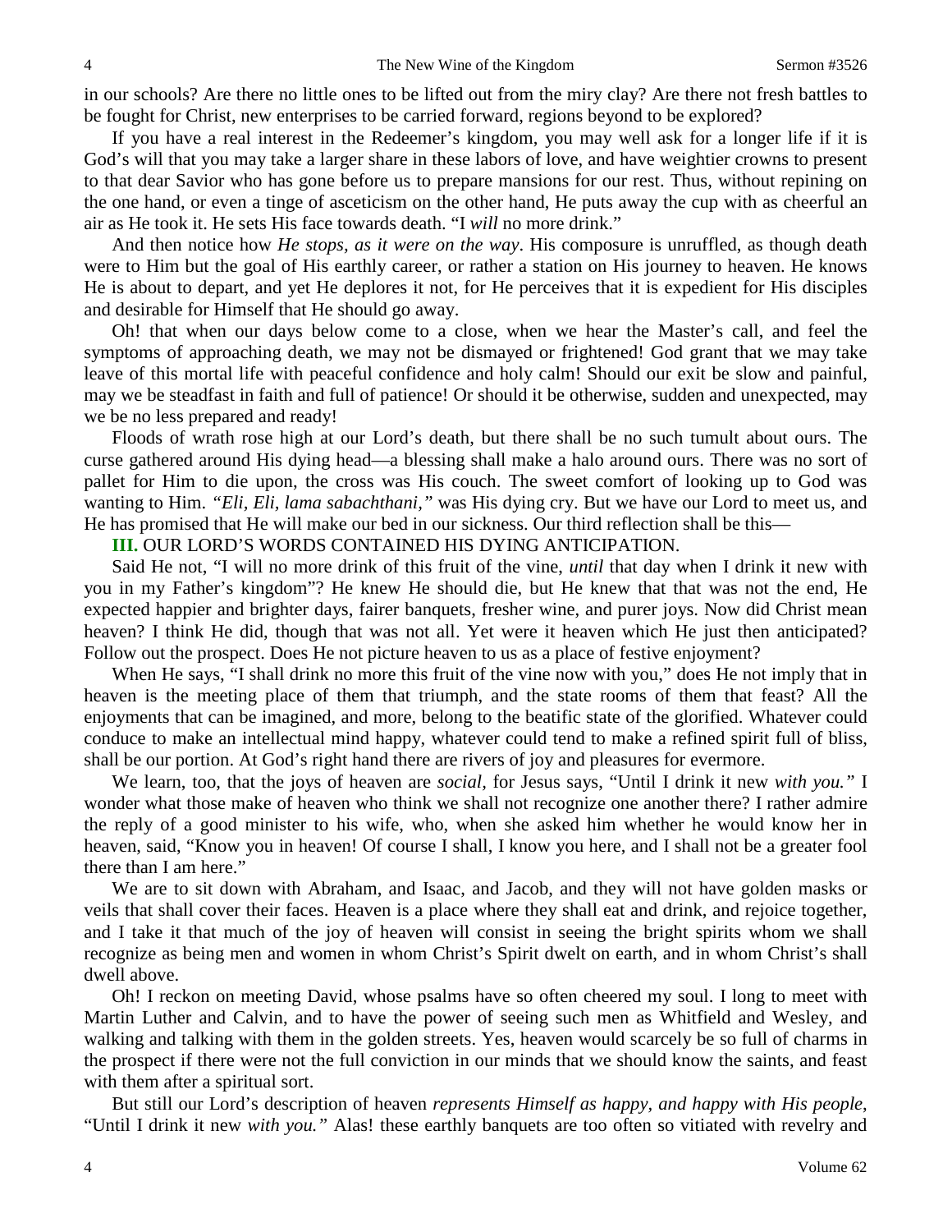in our schools? Are there no little ones to be lifted out from the miry clay? Are there not fresh battles to be fought for Christ, new enterprises to be carried forward, regions beyond to be explored?

If you have a real interest in the Redeemer's kingdom, you may well ask for a longer life if it is God's will that you may take a larger share in these labors of love, and have weightier crowns to present to that dear Savior who has gone before us to prepare mansions for our rest. Thus, without repining on the one hand, or even a tinge of asceticism on the other hand, He puts away the cup with as cheerful an air as He took it. He sets His face towards death. "I *will* no more drink."

And then notice how *He stops, as it were on the way*. His composure is unruffled, as though death were to Him but the goal of His earthly career, or rather a station on His journey to heaven. He knows He is about to depart, and yet He deplores it not, for He perceives that it is expedient for His disciples and desirable for Himself that He should go away.

Oh! that when our days below come to a close, when we hear the Master's call, and feel the symptoms of approaching death, we may not be dismayed or frightened! God grant that we may take leave of this mortal life with peaceful confidence and holy calm! Should our exit be slow and painful, may we be steadfast in faith and full of patience! Or should it be otherwise, sudden and unexpected, may we be no less prepared and ready!

Floods of wrath rose high at our Lord's death, but there shall be no such tumult about ours. The curse gathered around His dying head—a blessing shall make a halo around ours. There was no sort of pallet for Him to die upon, the cross was His couch. The sweet comfort of looking up to God was wanting to Him. *"Eli, Eli, lama sabachthani,"* was His dying cry. But we have our Lord to meet us, and He has promised that He will make our bed in our sickness. Our third reflection shall be this—

**III.** OUR LORD'S WORDS CONTAINED HIS DYING ANTICIPATION.

Said He not, "I will no more drink of this fruit of the vine, *until* that day when I drink it new with you in my Father's kingdom"? He knew He should die, but He knew that that was not the end, He expected happier and brighter days, fairer banquets, fresher wine, and purer joys. Now did Christ mean heaven? I think He did, though that was not all. Yet were it heaven which He just then anticipated? Follow out the prospect. Does He not picture heaven to us as a place of festive enjoyment?

When He says, "I shall drink no more this fruit of the vine now with you," does He not imply that in heaven is the meeting place of them that triumph, and the state rooms of them that feast? All the enjoyments that can be imagined, and more, belong to the beatific state of the glorified. Whatever could conduce to make an intellectual mind happy, whatever could tend to make a refined spirit full of bliss, shall be our portion. At God's right hand there are rivers of joy and pleasures for evermore.

We learn, too, that the joys of heaven are *social,* for Jesus says, "Until I drink it new *with you."* I wonder what those make of heaven who think we shall not recognize one another there? I rather admire the reply of a good minister to his wife, who, when she asked him whether he would know her in heaven, said, "Know you in heaven! Of course I shall, I know you here, and I shall not be a greater fool there than I am here."

We are to sit down with Abraham, and Isaac, and Jacob, and they will not have golden masks or veils that shall cover their faces. Heaven is a place where they shall eat and drink, and rejoice together, and I take it that much of the joy of heaven will consist in seeing the bright spirits whom we shall recognize as being men and women in whom Christ's Spirit dwelt on earth, and in whom Christ's shall dwell above.

Oh! I reckon on meeting David, whose psalms have so often cheered my soul. I long to meet with Martin Luther and Calvin, and to have the power of seeing such men as Whitfield and Wesley, and walking and talking with them in the golden streets. Yes, heaven would scarcely be so full of charms in the prospect if there were not the full conviction in our minds that we should know the saints, and feast with them after a spiritual sort.

But still our Lord's description of heaven *represents Himself as happy, and happy with His people*, "Until I drink it new *with you."* Alas! these earthly banquets are too often so vitiated with revelry and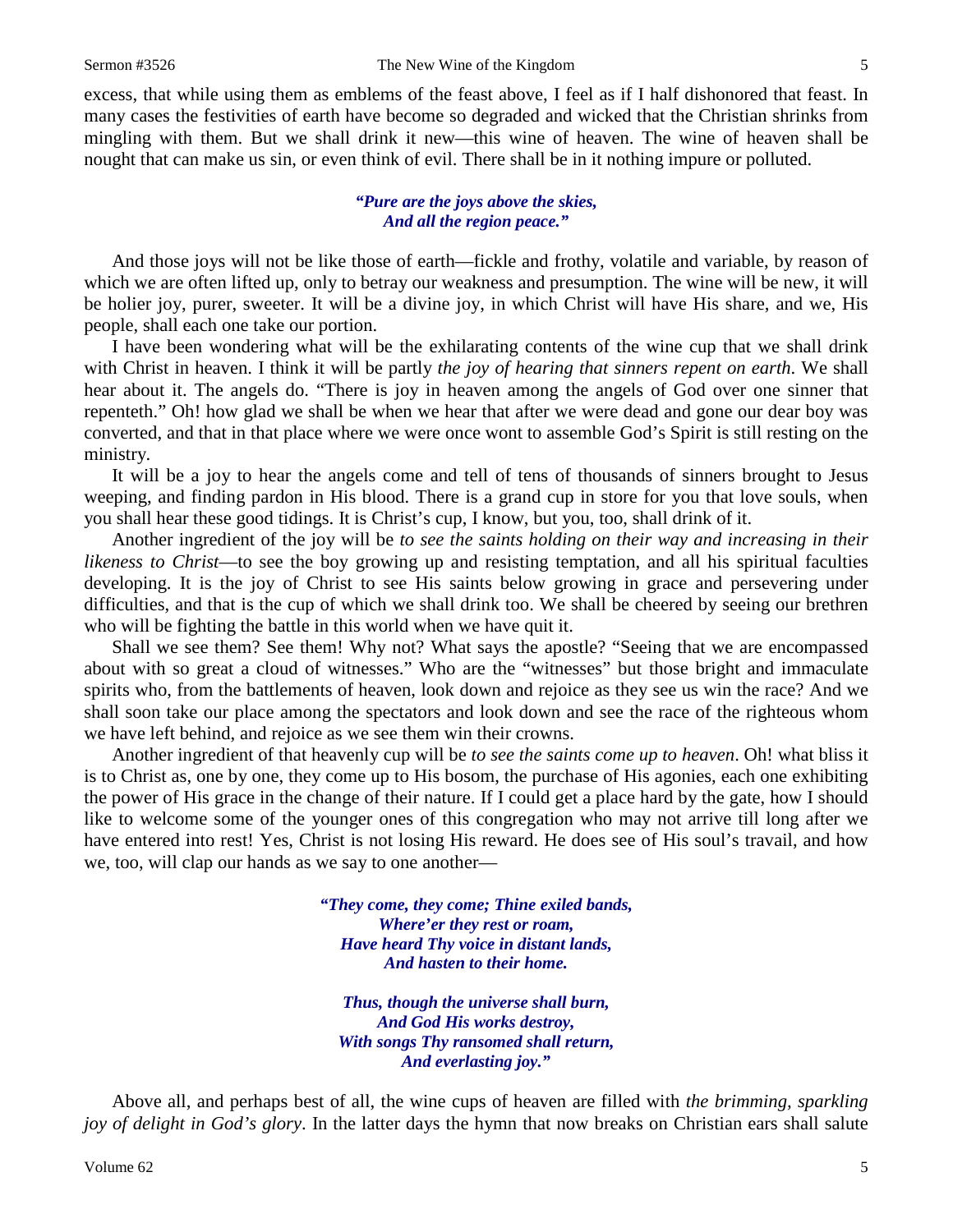excess, that while using them as emblems of the feast above, I feel as if I half dishonored that feast. In many cases the festivities of earth have become so degraded and wicked that the Christian shrinks from mingling with them. But we shall drink it new—this wine of heaven. The wine of heaven shall be nought that can make us sin, or even think of evil. There shall be in it nothing impure or polluted.

> ***"Pure are the joys above the skies,***
> ***And all the region peace."***

And those joys will not be like those of earth—fickle and frothy, volatile and variable, by reason of which we are often lifted up, only to betray our weakness and presumption. The wine will be new, it will be holier joy, purer, sweeter. It will be a divine joy, in which Christ will have His share, and we, His people, shall each one take our portion.

I have been wondering what will be the exhilarating contents of the wine cup that we shall drink with Christ in heaven. I think it will be partly *the joy of hearing that sinners repent on earth*. We shall hear about it. The angels do. "There is joy in heaven among the angels of God over one sinner that repenteth." Oh! how glad we shall be when we hear that after we were dead and gone our dear boy was converted, and that in that place where we were once wont to assemble God's Spirit is still resting on the ministry.

It will be a joy to hear the angels come and tell of tens of thousands of sinners brought to Jesus weeping, and finding pardon in His blood. There is a grand cup in store for you that love souls, when you shall hear these good tidings. It is Christ's cup, I know, but you, too, shall drink of it.

Another ingredient of the joy will be *to see the saints holding on their way and increasing in their likeness to Christ*—to see the boy growing up and resisting temptation, and all his spiritual faculties developing. It is the joy of Christ to see His saints below growing in grace and persevering under difficulties, and that is the cup of which we shall drink too. We shall be cheered by seeing our brethren who will be fighting the battle in this world when we have quit it.

Shall we see them? See them! Why not? What says the apostle? "Seeing that we are encompassed about with so great a cloud of witnesses." Who are the "witnesses" but those bright and immaculate spirits who, from the battlements of heaven, look down and rejoice as they see us win the race? And we shall soon take our place among the spectators and look down and see the race of the righteous whom we have left behind, and rejoice as we see them win their crowns.

Another ingredient of that heavenly cup will be *to see the saints come up to heaven*. Oh! what bliss it is to Christ as, one by one, they come up to His bosom, the purchase of His agonies, each one exhibiting the power of His grace in the change of their nature. If I could get a place hard by the gate, how I should like to welcome some of the younger ones of this congregation who may not arrive till long after we have entered into rest! Yes, Christ is not losing His reward. He does see of His soul's travail, and how we, too, will clap our hands as we say to one another—

> ***"They come, they come; Thine exiled bands,***
> ***Where'er they rest or roam,***
> ***Have heard Thy voice in distant lands,***
> ***And hasten to their home.***
>
> ***Thus, though the universe shall burn,***
> ***And God His works destroy,***
> ***With songs Thy ransomed shall return,***
> ***And everlasting joy."***

Above all, and perhaps best of all, the wine cups of heaven are filled with *the brimming, sparkling joy of delight in God's glory*. In the latter days the hymn that now breaks on Christian ears shall salute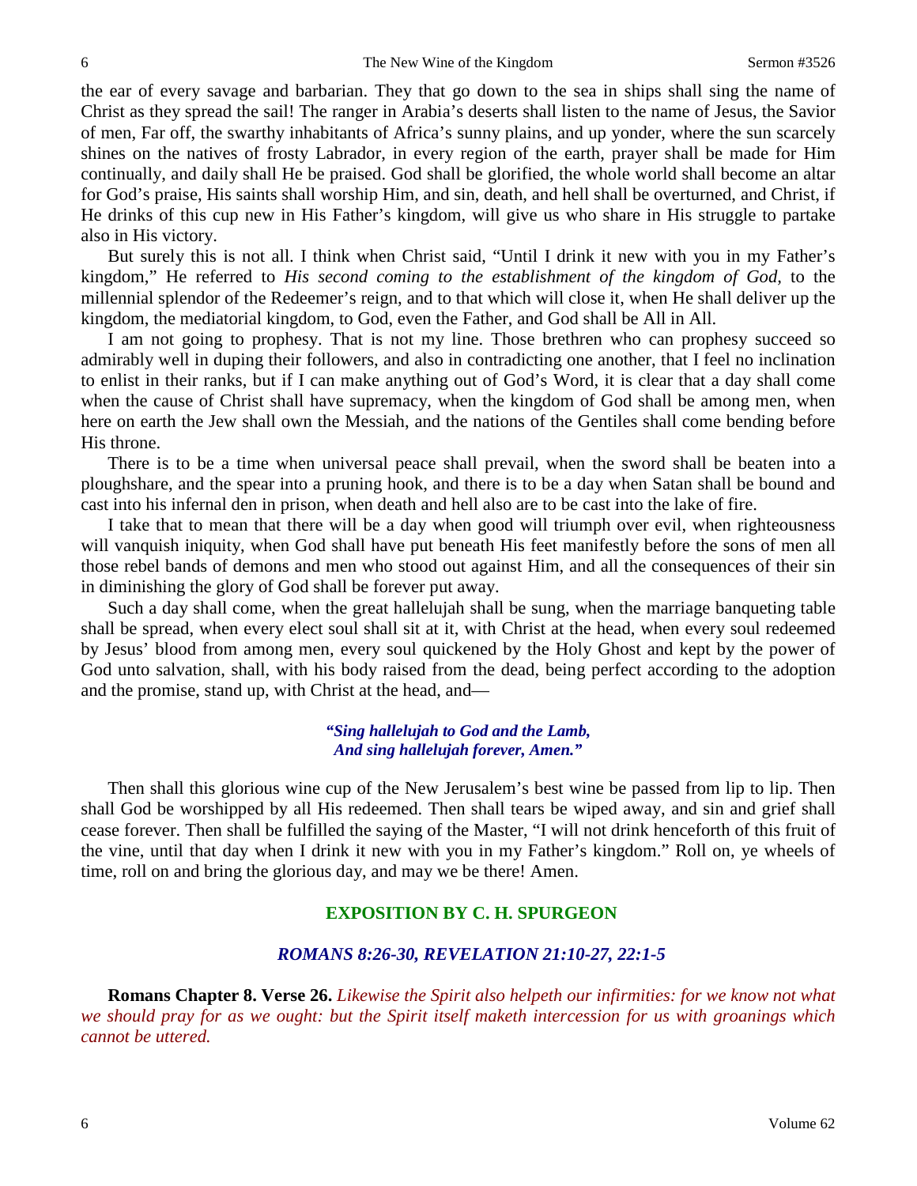the ear of every savage and barbarian. They that go down to the sea in ships shall sing the name of Christ as they spread the sail! The ranger in Arabia's deserts shall listen to the name of Jesus, the Savior of men, Far off, the swarthy inhabitants of Africa's sunny plains, and up yonder, where the sun scarcely shines on the natives of frosty Labrador, in every region of the earth, prayer shall be made for Him continually, and daily shall He be praised. God shall be glorified, the whole world shall become an altar for God's praise, His saints shall worship Him, and sin, death, and hell shall be overturned, and Christ, if He drinks of this cup new in His Father's kingdom, will give us who share in His struggle to partake also in His victory.

But surely this is not all. I think when Christ said, "Until I drink it new with you in my Father's kingdom," He referred to *His second coming to the establishment of the kingdom of God*, to the millennial splendor of the Redeemer's reign, and to that which will close it, when He shall deliver up the kingdom, the mediatorial kingdom, to God, even the Father, and God shall be All in All.

I am not going to prophesy. That is not my line. Those brethren who can prophesy succeed so admirably well in duping their followers, and also in contradicting one another, that I feel no inclination to enlist in their ranks, but if I can make anything out of God's Word, it is clear that a day shall come when the cause of Christ shall have supremacy, when the kingdom of God shall be among men, when here on earth the Jew shall own the Messiah, and the nations of the Gentiles shall come bending before His throne.

There is to be a time when universal peace shall prevail, when the sword shall be beaten into a ploughshare, and the spear into a pruning hook, and there is to be a day when Satan shall be bound and cast into his infernal den in prison, when death and hell also are to be cast into the lake of fire.

I take that to mean that there will be a day when good will triumph over evil, when righteousness will vanquish iniquity, when God shall have put beneath His feet manifestly before the sons of men all those rebel bands of demons and men who stood out against Him, and all the consequences of their sin in diminishing the glory of God shall be forever put away.

Such a day shall come, when the great hallelujah shall be sung, when the marriage banqueting table shall be spread, when every elect soul shall sit at it, with Christ at the head, when every soul redeemed by Jesus' blood from among men, every soul quickened by the Holy Ghost and kept by the power of God unto salvation, shall, with his body raised from the dead, being perfect according to the adoption and the promise, stand up, with Christ at the head, and—

> ***"Sing hallelujah to God and the Lamb,***
> ***And sing hallelujah forever, Amen."***

Then shall this glorious wine cup of the New Jerusalem's best wine be passed from lip to lip. Then shall God be worshipped by all His redeemed. Then shall tears be wiped away, and sin and grief shall cease forever. Then shall be fulfilled the saying of the Master, "I will not drink henceforth of this fruit of the vine, until that day when I drink it new with you in my Father's kingdom." Roll on, ye wheels of time, roll on and bring the glorious day, and may we be there! Amen.

## EXPOSITION BY C. H. SPURGEON

### *ROMANS 8:26-30, REVELATION 21:10-27, 22:1-5*

**Romans Chapter 8. Verse 26.** *Likewise the Spirit also helpeth our infirmities: for we know not what we should pray for as we ought: but the Spirit itself maketh intercession for us with groanings which cannot be uttered.*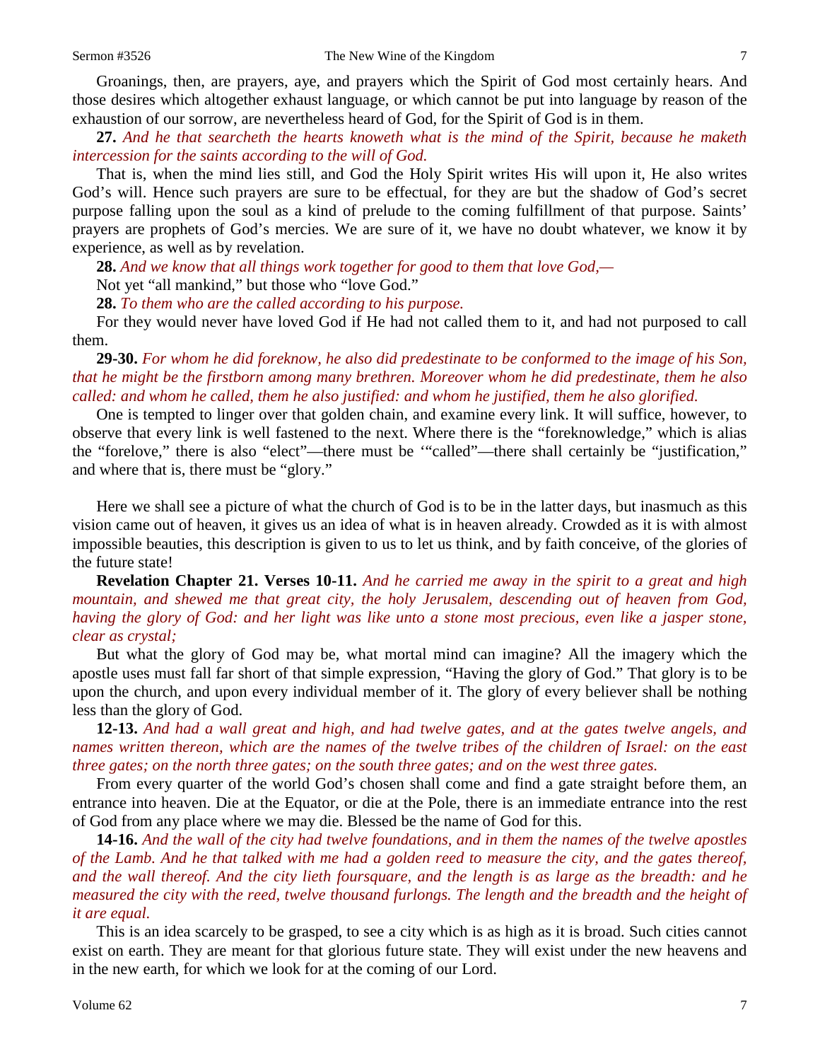Groanings, then, are prayers, aye, and prayers which the Spirit of God most certainly hears. And those desires which altogether exhaust language, or which cannot be put into language by reason of the exhaustion of our sorrow, are nevertheless heard of God, for the Spirit of God is in them.

**27.** *And he that searcheth the hearts knoweth what is the mind of the Spirit, because he maketh intercession for the saints according to the will of God.*

That is, when the mind lies still, and God the Holy Spirit writes His will upon it, He also writes God's will. Hence such prayers are sure to be effectual, for they are but the shadow of God's secret purpose falling upon the soul as a kind of prelude to the coming fulfillment of that purpose. Saints' prayers are prophets of God's mercies. We are sure of it, we have no doubt whatever, we know it by experience, as well as by revelation.

**28.** *And we know that all things work together for good to them that love God,—*

Not yet "all mankind," but those who "love God."

**28.** *To them who are the called according to his purpose.*

For they would never have loved God if He had not called them to it, and had not purposed to call them.

**29-30.** *For whom he did foreknow, he also did predestinate to be conformed to the image of his Son, that he might be the firstborn among many brethren. Moreover whom he did predestinate, them he also called: and whom he called, them he also justified: and whom he justified, them he also glorified.*

One is tempted to linger over that golden chain, and examine every link. It will suffice, however, to observe that every link is well fastened to the next. Where there is the "foreknowledge," which is alias the "forelove," there is also "elect"—there must be '"called"—there shall certainly be "justification," and where that is, there must be "glory."

Here we shall see a picture of what the church of God is to be in the latter days, but inasmuch as this vision came out of heaven, it gives us an idea of what is in heaven already. Crowded as it is with almost impossible beauties, this description is given to us to let us think, and by faith conceive, of the glories of the future state!

**Revelation Chapter 21. Verses 10-11.** *And he carried me away in the spirit to a great and high mountain, and shewed me that great city, the holy Jerusalem, descending out of heaven from God, having the glory of God: and her light was like unto a stone most precious, even like a jasper stone, clear as crystal;*

But what the glory of God may be, what mortal mind can imagine? All the imagery which the apostle uses must fall far short of that simple expression, "Having the glory of God." That glory is to be upon the church, and upon every individual member of it. The glory of every believer shall be nothing less than the glory of God.

**12-13.** *And had a wall great and high, and had twelve gates, and at the gates twelve angels, and names written thereon, which are the names of the twelve tribes of the children of Israel: on the east three gates; on the north three gates; on the south three gates; and on the west three gates.*

From every quarter of the world God's chosen shall come and find a gate straight before them, an entrance into heaven. Die at the Equator, or die at the Pole, there is an immediate entrance into the rest of God from any place where we may die. Blessed be the name of God for this.

**14-16.** *And the wall of the city had twelve foundations, and in them the names of the twelve apostles of the Lamb. And he that talked with me had a golden reed to measure the city, and the gates thereof, and the wall thereof. And the city lieth foursquare, and the length is as large as the breadth: and he measured the city with the reed, twelve thousand furlongs. The length and the breadth and the height of it are equal.*

This is an idea scarcely to be grasped, to see a city which is as high as it is broad. Such cities cannot exist on earth. They are meant for that glorious future state. They will exist under the new heavens and in the new earth, for which we look for at the coming of our Lord.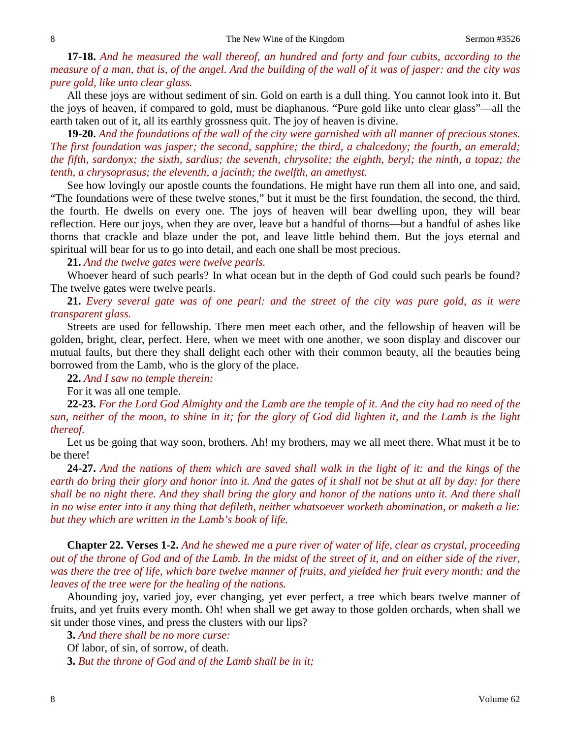**17-18.** *And he measured the wall thereof, an hundred and forty and four cubits, according to the measure of a man, that is, of the angel. And the building of the wall of it was of jasper: and the city was pure gold, like unto clear glass.*

All these joys are without sediment of sin. Gold on earth is a dull thing. You cannot look into it. But the joys of heaven, if compared to gold, must be diaphanous. "Pure gold like unto clear glass"—all the earth taken out of it, all its earthly grossness quit. The joy of heaven is divine.

**19-20.** *And the foundations of the wall of the city were garnished with all manner of precious stones. The first foundation was jasper; the second, sapphire; the third, a chalcedony; the fourth, an emerald; the fifth, sardonyx; the sixth, sardius; the seventh, chrysolite; the eighth, beryl; the ninth, a topaz; the tenth, a chrysoprasus; the eleventh, a jacinth; the twelfth, an amethyst.*

See how lovingly our apostle counts the foundations. He might have run them all into one, and said, "The foundations were of these twelve stones," but it must be the first foundation, the second, the third, the fourth. He dwells on every one. The joys of heaven will bear dwelling upon, they will bear reflection. Here our joys, when they are over, leave but a handful of thorns—but a handful of ashes like thorns that crackle and blaze under the pot, and leave little behind them. But the joys eternal and spiritual will bear for us to go into detail, and each one shall be most precious.

**21.** *And the twelve gates were twelve pearls.*

Whoever heard of such pearls? In what ocean but in the depth of God could such pearls be found? The twelve gates were twelve pearls.

**21.** *Every several gate was of one pearl: and the street of the city was pure gold, as it were transparent glass.*

Streets are used for fellowship. There men meet each other, and the fellowship of heaven will be golden, bright, clear, perfect. Here, when we meet with one another, we soon display and discover our mutual faults, but there they shall delight each other with their common beauty, all the beauties being borrowed from the Lamb, who is the glory of the place.

**22.** *And I saw no temple therein:*

For it was all one temple.

**22-23.** *For the Lord God Almighty and the Lamb are the temple of it. And the city had no need of the sun, neither of the moon, to shine in it; for the glory of God did lighten it, and the Lamb is the light thereof.*

Let us be going that way soon, brothers. Ah! my brothers, may we all meet there. What must it be to be there!

**24-27.** *And the nations of them which are saved shall walk in the light of it: and the kings of the earth do bring their glory and honor into it. And the gates of it shall not be shut at all by day: for there shall be no night there. And they shall bring the glory and honor of the nations unto it. And there shall in no wise enter into it any thing that defileth, neither whatsoever worketh abomination, or maketh a lie: but they which are written in the Lamb's book of life.*

**Chapter 22. Verses 1-2.** *And he shewed me a pure river of water of life, clear as crystal, proceeding out of the throne of God and of the Lamb. In the midst of the street of it, and on either side of the river, was there the tree of life, which bare twelve manner of fruits, and yielded her fruit every month: and the leaves of the tree were for the healing of the nations.*

Abounding joy, varied joy, ever changing, yet ever perfect, a tree which bears twelve manner of fruits, and yet fruits every month. Oh! when shall we get away to those golden orchards, when shall we sit under those vines, and press the clusters with our lips?

**3.** *And there shall be no more curse:*

Of labor, of sin, of sorrow, of death.

**3.** *But the throne of God and of the Lamb shall be in it;*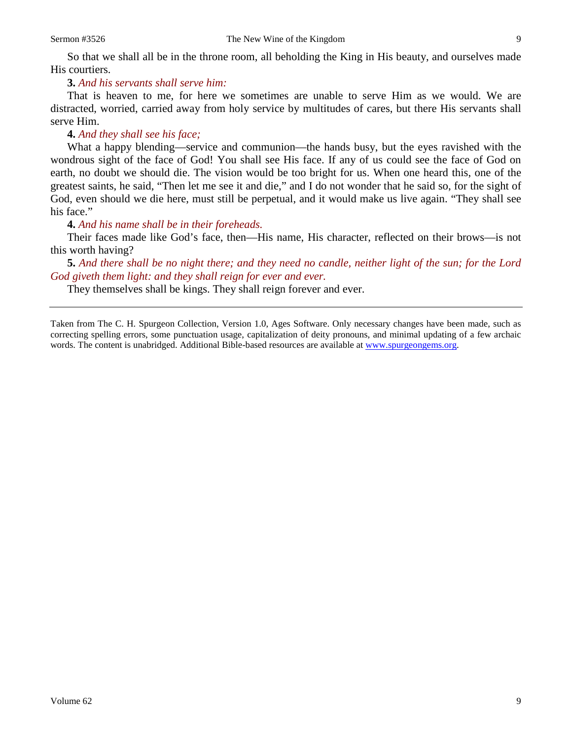So that we shall all be in the throne room, all beholding the King in His beauty, and ourselves made His courtiers.

**3.** *And his servants shall serve him:*

That is heaven to me, for here we sometimes are unable to serve Him as we would. We are distracted, worried, carried away from holy service by multitudes of cares, but there His servants shall serve Him.

**4.** *And they shall see his face;*

What a happy blending—service and communion—the hands busy, but the eyes ravished with the wondrous sight of the face of God! You shall see His face. If any of us could see the face of God on earth, no doubt we should die. The vision would be too bright for us. When one heard this, one of the greatest saints, he said, "Then let me see it and die," and I do not wonder that he said so, for the sight of God, even should we die here, must still be perpetual, and it would make us live again. "They shall see his face."

**4.** *And his name shall be in their foreheads.*

Their faces made like God's face, then—His name, His character, reflected on their brows—is not this worth having?

**5.** *And there shall be no night there; and they need no candle, neither light of the sun; for the Lord God giveth them light: and they shall reign for ever and ever.*

They themselves shall be kings. They shall reign forever and ever.

---

Taken from The C. H. Spurgeon Collection, Version 1.0, Ages Software. Only necessary changes have been made, such as correcting spelling errors, some punctuation usage, capitalization of deity pronouns, and minimal updating of a few archaic words. The content is unabridged. Additional Bible-based resources are available at www.spurgeongems.org.